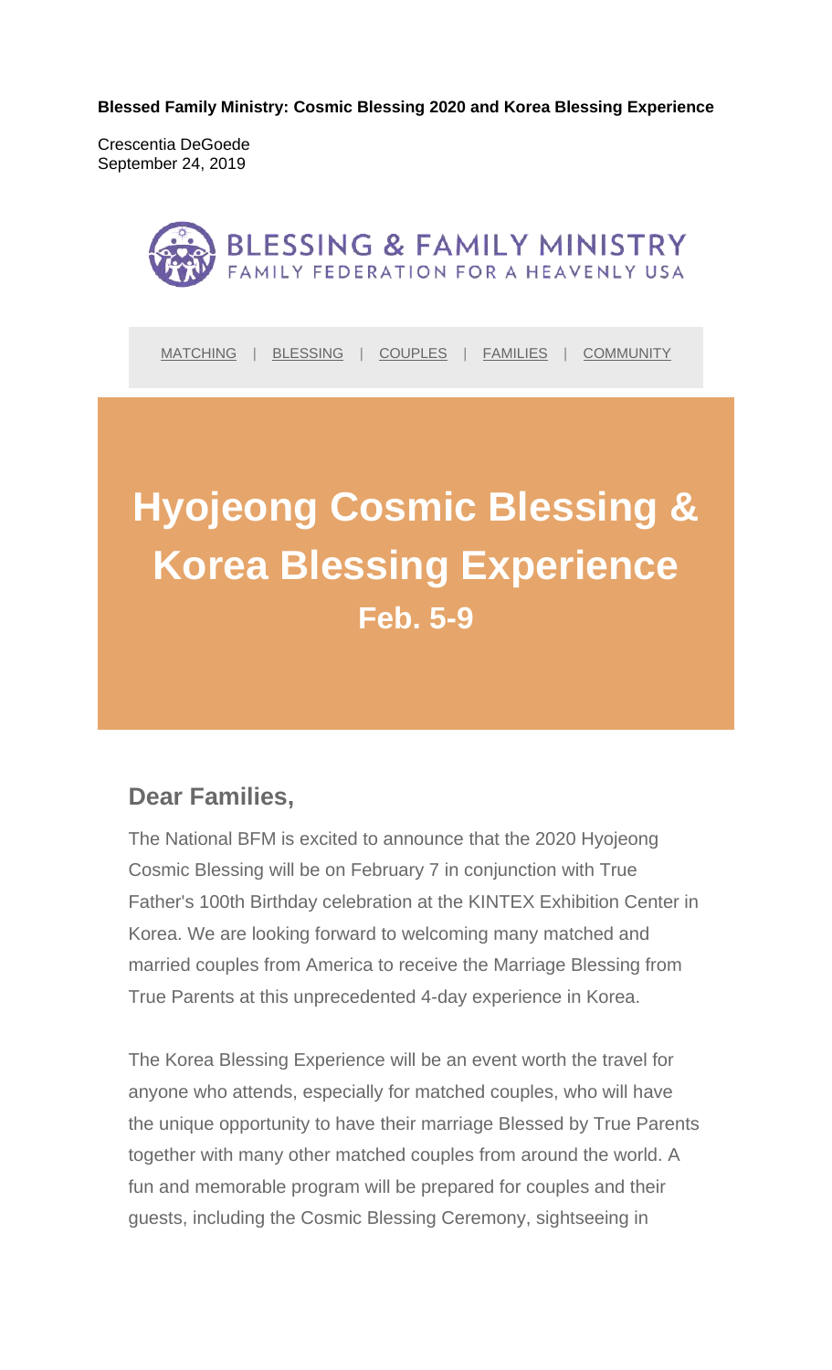**Blessed Family Ministry: Cosmic Blessing 2020 and Korea Blessing Experience**

Crescentia DeGoede
September 24, 2019

BLESSING & FAMILY MINISTRY
FAMILY FEDERATION FOR A HEAVENLY USA

MATCHING | BLESSING | COUPLES | FAMILIES | COMMUNITY

# Hyojeong Cosmic Blessing & Korea Blessing Experience

**Feb. 5-9**

## Dear Families,

The National BFM is excited to announce that the 2020 Hyojeong Cosmic Blessing will be on February 7 in conjunction with True Father's 100th Birthday celebration at the KINTEX Exhibition Center in Korea. We are looking forward to welcoming many matched and married couples from America to receive the Marriage Blessing from True Parents at this unprecedented 4-day experience in Korea.

The Korea Blessing Experience will be an event worth the travel for anyone who attends, especially for matched couples, who will have the unique opportunity to have their marriage Blessed by True Parents together with many other matched couples from around the world. A fun and memorable program will be prepared for couples and their guests, including the Cosmic Blessing Ceremony, sightseeing in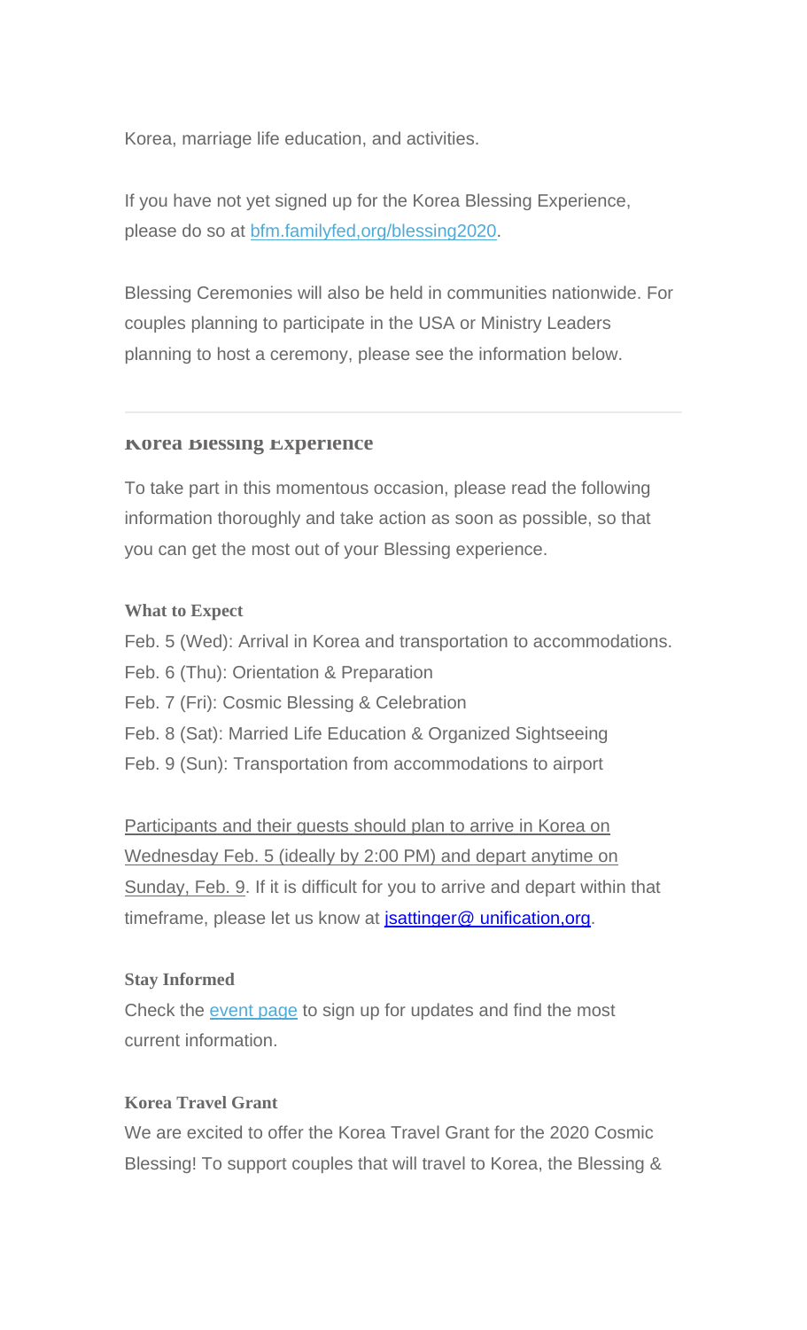Korea, marriage life education, and activities.

If you have not yet signed up for the Korea Blessing Experience, please do so at [bfm.familyfed,org/blessing2020](bfm.familyfed,org/blessing2020).

Blessing Ceremonies will also be held in communities nationwide. For couples planning to participate in the USA or Ministry Leaders planning to host a ceremony, please see the information below.

---

## Korea Blessing Experience

To take part in this momentous occasion, please read the following information thoroughly and take action as soon as possible, so that you can get the most out of your Blessing experience.

### What to Expect

Feb. 5 (Wed): Arrival in Korea and transportation to accommodations.
Feb. 6 (Thu): Orientation & Preparation
Feb. 7 (Fri): Cosmic Blessing & Celebration
Feb. 8 (Sat): Married Life Education & Organized Sightseeing
Feb. 9 (Sun): Transportation from accommodations to airport

Participants and their guests should plan to arrive in Korea on Wednesday Feb. 5 (ideally by 2:00 PM) and depart anytime on Sunday, Feb. 9. If it is difficult for you to arrive and depart within that timeframe, please let us know at jsattinger@ unification,org.

### Stay Informed

Check the event page to sign up for updates and find the most current information.

### Korea Travel Grant

We are excited to offer the Korea Travel Grant for the 2020 Cosmic Blessing! To support couples that will travel to Korea, the Blessing &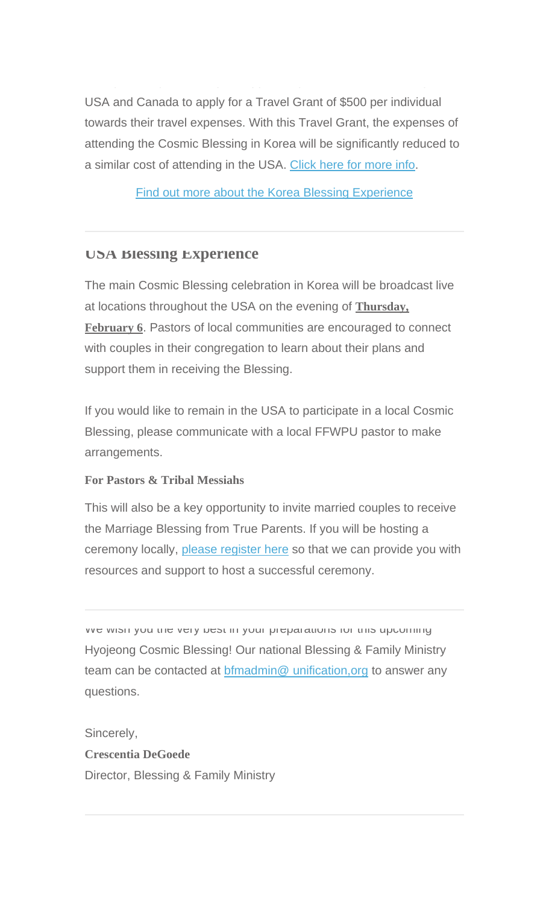USA and Canada to apply for a Travel Grant of $500 per individual towards their travel expenses. With this Travel Grant, the expenses of attending the Cosmic Blessing in Korea will be significantly reduced to a similar cost of attending in the USA. [Click here for more info].

[Find out more about the Korea Blessing Experience]

---

## USA Blessing Experience

The main Cosmic Blessing celebration in Korea will be broadcast live at locations throughout the USA on the evening of **Thursday, February 6**. Pastors of local communities are encouraged to connect with couples in their congregation to learn about their plans and support them in receiving the Blessing.

If you would like to remain in the USA to participate in a local Cosmic Blessing, please communicate with a local FFWPU pastor to make arrangements.

**For Pastors & Tribal Messiahs**

This will also be a key opportunity to invite married couples to receive the Marriage Blessing from True Parents. If you will be hosting a ceremony locally, [please register here] so that we can provide you with resources and support to host a successful ceremony.

---

We wish you the very best in your preparations for this upcoming Hyojeong Cosmic Blessing! Our national Blessing & Family Ministry team can be contacted at bfmadmin@ unification,org to answer any questions.

Sincerely,
**Crescentia DeGoede**
Director, Blessing & Family Ministry